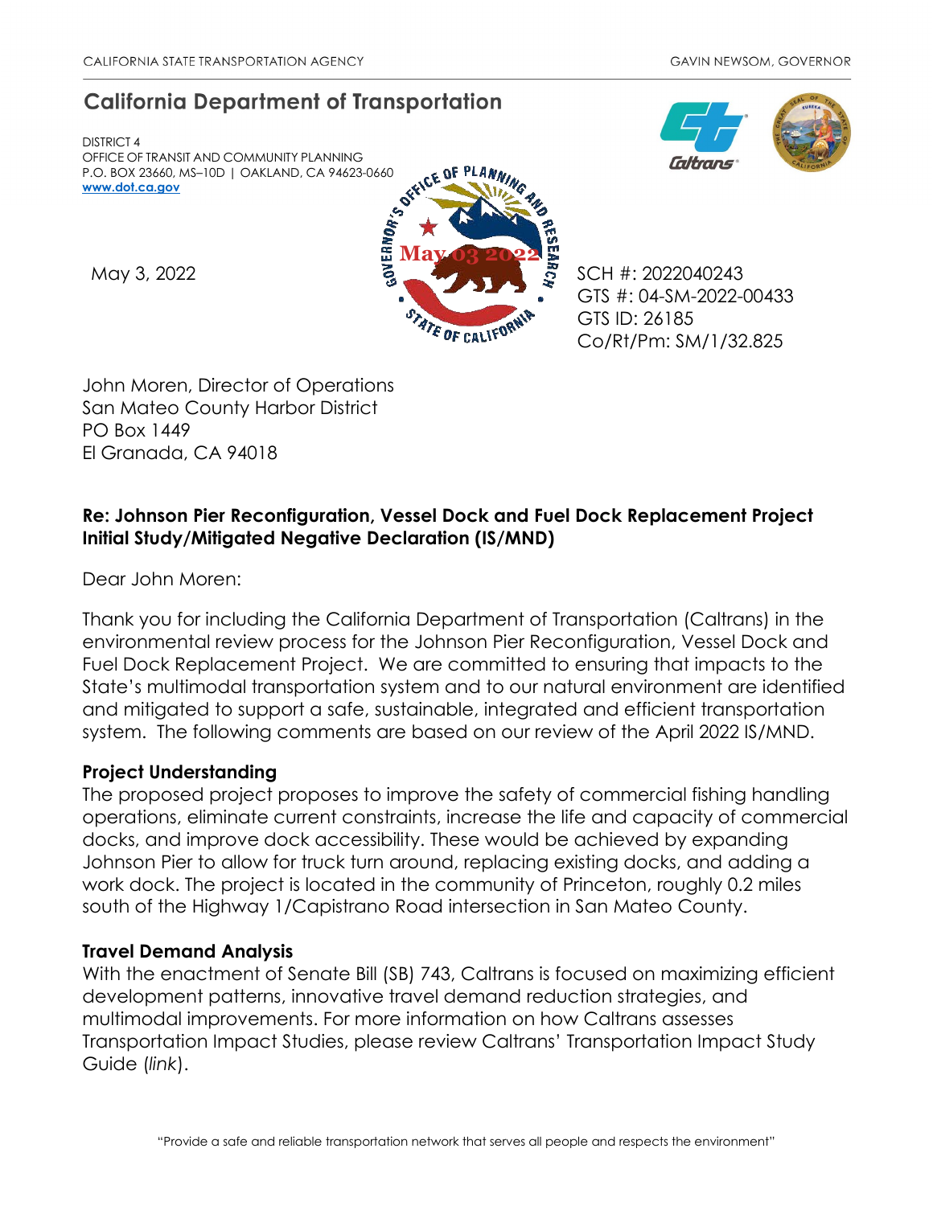CALIFORNIA STATE TRANSPORTATION AGENCY — GAVIN NEWSOM, GOVERNOR

# California Department of Transportation

DISTRICT 4
OFFICE OF TRANSIT AND COMMUNITY PLANNING
P.O. BOX 23660, MS–10D | OAKLAND, CA 94623-0660
www.dot.ca.gov

May 3, 2022

SCH #: 2022040243
GTS #: 04-SM-2022-00433
GTS ID: 26185
Co/Rt/Pm: SM/1/32.825

John Moren, Director of Operations
San Mateo County Harbor District
PO Box 1449
El Granada, CA 94018

**Re: Johnson Pier Reconfiguration, Vessel Dock and Fuel Dock Replacement Project Initial Study/Mitigated Negative Declaration (IS/MND)**

Dear John Moren:

Thank you for including the California Department of Transportation (Caltrans) in the environmental review process for the Johnson Pier Reconfiguration, Vessel Dock and Fuel Dock Replacement Project. We are committed to ensuring that impacts to the State's multimodal transportation system and to our natural environment are identified and mitigated to support a safe, sustainable, integrated and efficient transportation system. The following comments are based on our review of the April 2022 IS/MND.

**Project Understanding**

The proposed project proposes to improve the safety of commercial fishing handling operations, eliminate current constraints, increase the life and capacity of commercial docks, and improve dock accessibility. These would be achieved by expanding Johnson Pier to allow for truck turn around, replacing existing docks, and adding a work dock. The project is located in the community of Princeton, roughly 0.2 miles south of the Highway 1/Capistrano Road intersection in San Mateo County.

**Travel Demand Analysis**

With the enactment of Senate Bill (SB) 743, Caltrans is focused on maximizing efficient development patterns, innovative travel demand reduction strategies, and multimodal improvements. For more information on how Caltrans assesses Transportation Impact Studies, please review Caltrans' Transportation Impact Study Guide (*link*).

"Provide a safe and reliable transportation network that serves all people and respects the environment"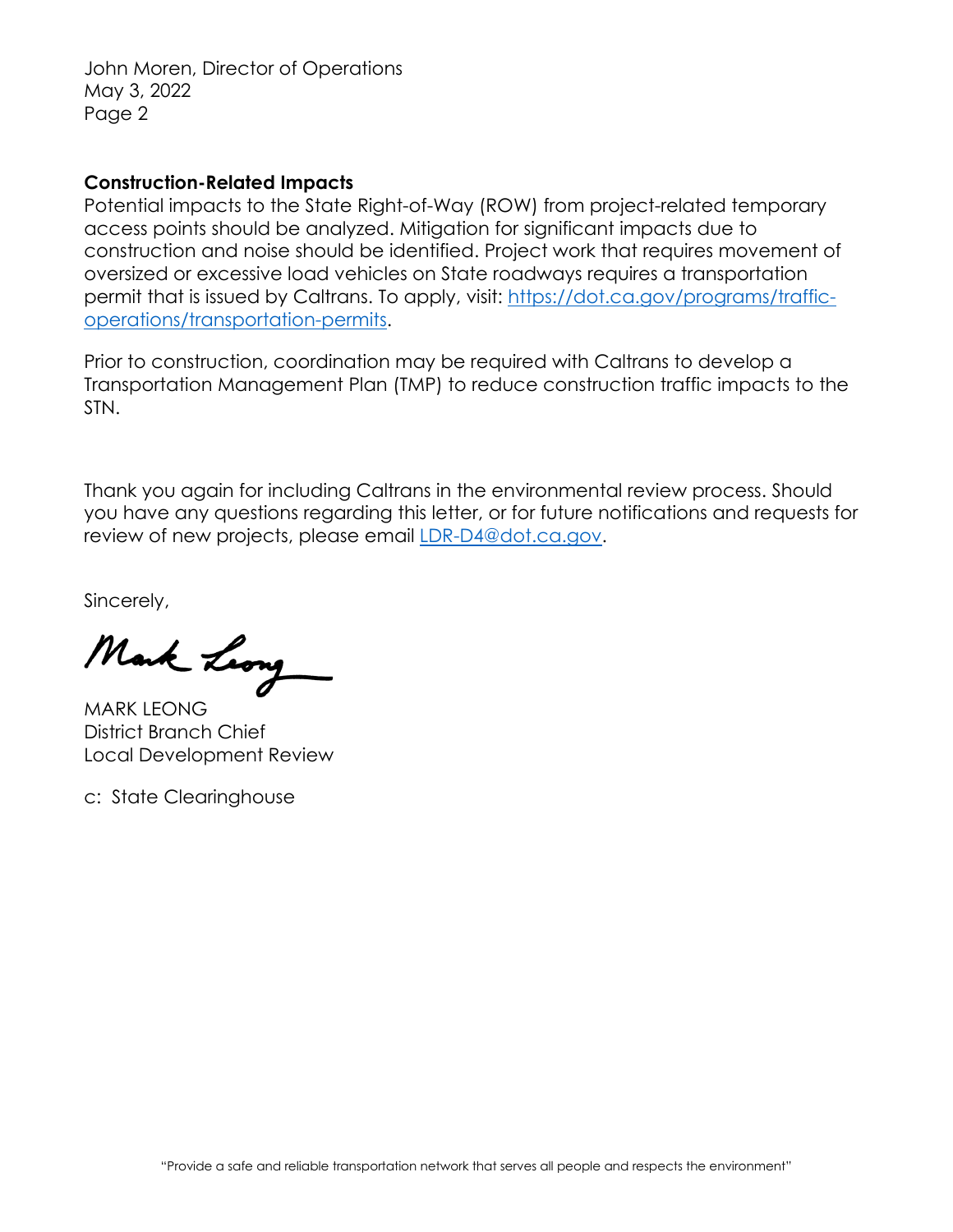**Construction-Related Impacts**
Potential impacts to the State Right-of-Way (ROW) from project-related temporary access points should be analyzed. Mitigation for significant impacts due to construction and noise should be identified. Project work that requires movement of oversized or excessive load vehicles on State roadways requires a transportation permit that is issued by Caltrans. To apply, visit: https://dot.ca.gov/programs/traffic-operations/transportation-permits.

Prior to construction, coordination may be required with Caltrans to develop a Transportation Management Plan (TMP) to reduce construction traffic impacts to the STN.

Thank you again for including Caltrans in the environmental review process. Should you have any questions regarding this letter, or for future notifications and requests for review of new projects, please email LDR-D4@dot.ca.gov.

Sincerely,

Mark Leong

MARK LEONG
District Branch Chief
Local Development Review

c: State Clearinghouse